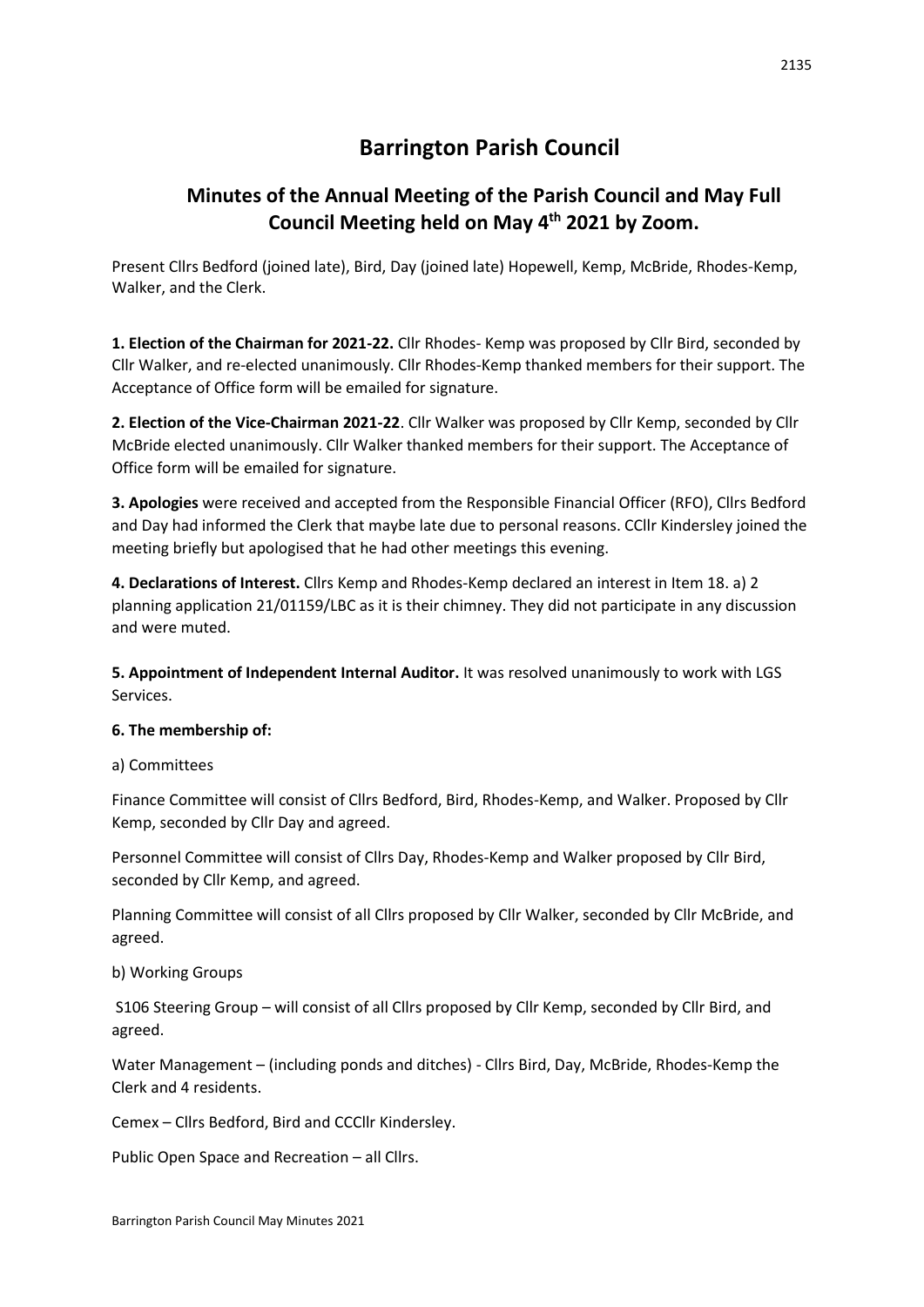# Barrington Parish Council

## Minutes of the Annual Meeting of the Parish Council and May Full Council Meeting held on May 4th 2021 by Zoom.

Present Cllrs Bedford (joined late), Bird, Day (joined late) Hopewell, Kemp, McBride, Rhodes-Kemp, Walker, and the Clerk.

**1. Election of the Chairman for 2021-22.** Cllr Rhodes- Kemp was proposed by Cllr Bird, seconded by Cllr Walker, and re-elected unanimously. Cllr Rhodes-Kemp thanked members for their support. The Acceptance of Office form will be emailed for signature.

**2. Election of the Vice-Chairman 2021-22**. Cllr Walker was proposed by Cllr Kemp, seconded by Cllr McBride elected unanimously. Cllr Walker thanked members for their support. The Acceptance of Office form will be emailed for signature.

**3. Apologies** were received and accepted from the Responsible Financial Officer (RFO), Cllrs Bedford and Day had informed the Clerk that maybe late due to personal reasons. CCllr Kindersley joined the meeting briefly but apologised that he had other meetings this evening.

**4. Declarations of Interest.** Cllrs Kemp and Rhodes-Kemp declared an interest in Item 18. a) 2 planning application 21/01159/LBC as it is their chimney. They did not participate in any discussion and were muted.

**5. Appointment of Independent Internal Auditor.** It was resolved unanimously to work with LGS Services.

**6. The membership of:**

a) Committees

Finance Committee will consist of Cllrs Bedford, Bird, Rhodes-Kemp, and Walker. Proposed by Cllr Kemp, seconded by Cllr Day and agreed.

Personnel Committee will consist of Cllrs Day, Rhodes-Kemp and Walker proposed by Cllr Bird, seconded by Cllr Kemp, and agreed.

Planning Committee will consist of all Cllrs proposed by Cllr Walker, seconded by Cllr McBride, and agreed.

b) Working Groups

S106 Steering Group – will consist of all Cllrs proposed by Cllr Kemp, seconded by Cllr Bird, and agreed.

Water Management – (including ponds and ditches) - Cllrs Bird, Day, McBride, Rhodes-Kemp the Clerk and 4 residents.

Cemex – Cllrs Bedford, Bird and CCCllr Kindersley.

Public Open Space and Recreation – all Cllrs.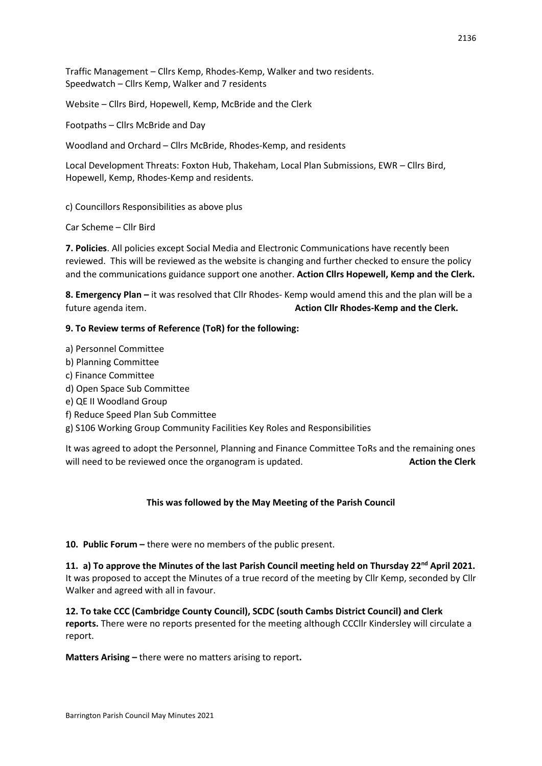Traffic Management – Cllrs Kemp, Rhodes-Kemp, Walker and two residents.
Speedwatch – Cllrs Kemp, Walker and 7 residents

Website – Cllrs Bird, Hopewell, Kemp, McBride and the Clerk

Footpaths – Cllrs McBride and Day

Woodland and Orchard – Cllrs McBride, Rhodes-Kemp, and residents

Local Development Threats: Foxton Hub, Thakeham, Local Plan Submissions, EWR – Cllrs Bird, Hopewell, Kemp, Rhodes-Kemp and residents.

c) Councillors Responsibilities as above plus

Car Scheme – Cllr Bird

**7. Policies**. All policies except Social Media and Electronic Communications have recently been reviewed. This will be reviewed as the website is changing and further checked to ensure the policy and the communications guidance support one another. **Action Cllrs Hopewell, Kemp and the Clerk.**

**8. Emergency Plan –** it was resolved that Cllr Rhodes- Kemp would amend this and the plan will be a future agenda item. **Action Cllr Rhodes-Kemp and the Clerk.**

**9. To Review terms of Reference (ToR) for the following:**

a) Personnel Committee
b) Planning Committee
c) Finance Committee
d) Open Space Sub Committee
e) QE II Woodland Group
f) Reduce Speed Plan Sub Committee
g) S106 Working Group Community Facilities Key Roles and Responsibilities

It was agreed to adopt the Personnel, Planning and Finance Committee ToRs and the remaining ones will need to be reviewed once the organogram is updated. **Action the Clerk**

**This was followed by the May Meeting of the Parish Council**

**10. Public Forum –** there were no members of the public present.

**11. a) To approve the Minutes of the last Parish Council meeting held on Thursday 22nd April 2021.** It was proposed to accept the Minutes of a true record of the meeting by Cllr Kemp, seconded by Cllr Walker and agreed with all in favour.

**12. To take CCC (Cambridge County Council), SCDC (south Cambs District Council) and Clerk reports.** There were no reports presented for the meeting although CCCllr Kindersley will circulate a report.

**Matters Arising –** there were no matters arising to report**.**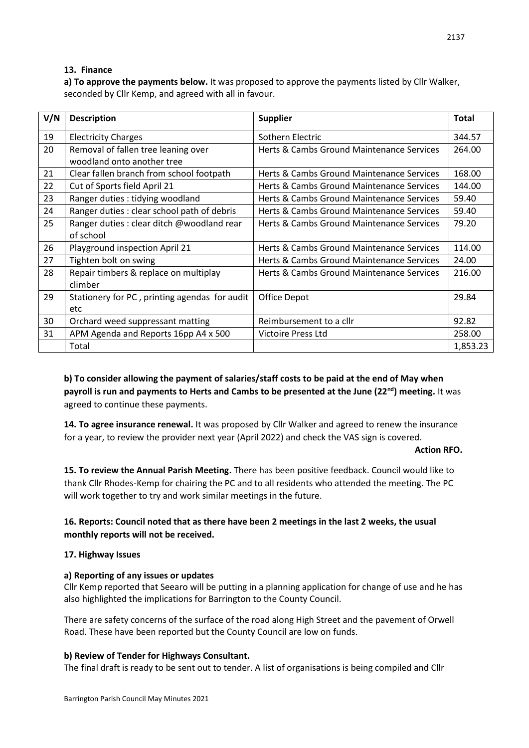**13. Finance**

**a) To approve the payments below.** It was proposed to approve the payments listed by Cllr Walker, seconded by Cllr Kemp, and agreed with all in favour.

| V/N | Description | Supplier | Total |
|---|---|---|---|
| 19 | Electricity Charges | Sothern Electric | 344.57 |
| 20 | Removal of fallen tree leaning over woodland onto another tree | Herts & Cambs Ground Maintenance Services | 264.00 |
| 21 | Clear fallen branch from school footpath | Herts & Cambs Ground Maintenance Services | 168.00 |
| 22 | Cut of Sports field April 21 | Herts & Cambs Ground Maintenance Services | 144.00 |
| 23 | Ranger duties : tidying woodland | Herts & Cambs Ground Maintenance Services | 59.40 |
| 24 | Ranger duties : clear school path of debris | Herts & Cambs Ground Maintenance Services | 59.40 |
| 25 | Ranger duties : clear ditch @woodland rear of school | Herts & Cambs Ground Maintenance Services | 79.20 |
| 26 | Playground inspection April 21 | Herts & Cambs Ground Maintenance Services | 114.00 |
| 27 | Tighten bolt on swing | Herts & Cambs Ground Maintenance Services | 24.00 |
| 28 | Repair timbers & replace on multiplay climber | Herts & Cambs Ground Maintenance Services | 216.00 |
| 29 | Stationery for PC , printing agendas for audit etc | Office Depot | 29.84 |
| 30 | Orchard weed suppressant matting | Reimbursement to a cllr | 92.82 |
| 31 | APM Agenda and Reports 16pp A4 x 500 | Victoire Press Ltd | 258.00 |
| | Total | | 1,853.23 |

**b) To consider allowing the payment of salaries/staff costs to be paid at the end of May when payroll is run and payments to Herts and Cambs to be presented at the June (22nd) meeting.** It was agreed to continue these payments.

**14. To agree insurance renewal.** It was proposed by Cllr Walker and agreed to renew the insurance for a year, to review the provider next year (April 2022) and check the VAS sign is covered.

**Action RFO.**

**15. To review the Annual Parish Meeting.** There has been positive feedback. Council would like to thank Cllr Rhodes-Kemp for chairing the PC and to all residents who attended the meeting. The PC will work together to try and work similar meetings in the future.

**16. Reports: Council noted that as there have been 2 meetings in the last 2 weeks, the usual monthly reports will not be received.**

**17. Highway Issues**

**a) Reporting of any issues or updates**

Cllr Kemp reported that Seearo will be putting in a planning application for change of use and he has also highlighted the implications for Barrington to the County Council.

There are safety concerns of the surface of the road along High Street and the pavement of Orwell Road. These have been reported but the County Council are low on funds.

**b) Review of Tender for Highways Consultant.**

The final draft is ready to be sent out to tender. A list of organisations is being compiled and Cllr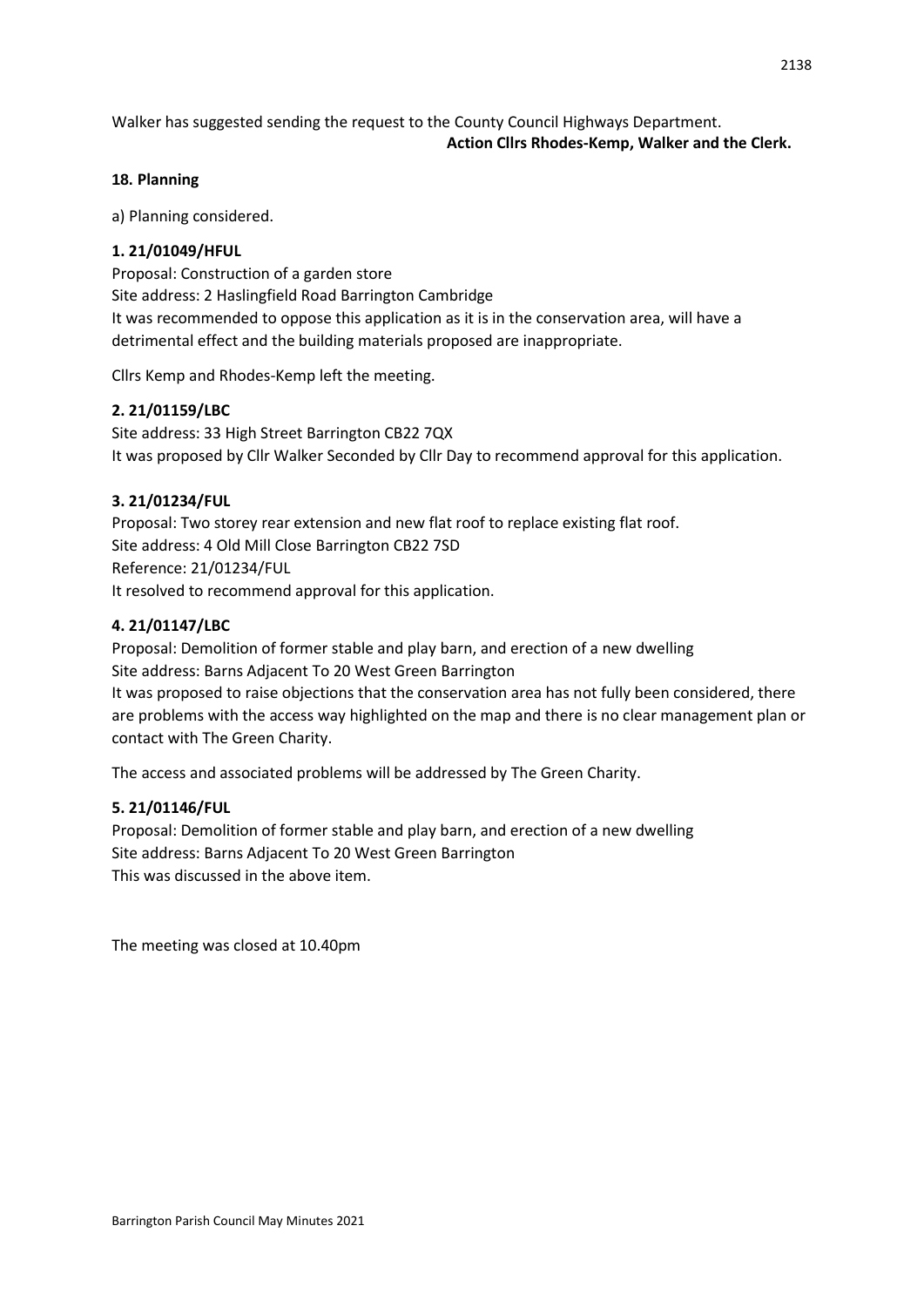Walker has suggested sending the request to the County Council Highways Department.

**Action Cllrs Rhodes-Kemp, Walker and the Clerk.**

### 18. Planning

a) Planning considered.

**1. 21/01049/HFUL**

Proposal: Construction of a garden store
Site address: 2 Haslingfield Road Barrington Cambridge
It was recommended to oppose this application as it is in the conservation area, will have a detrimental effect and the building materials proposed are inappropriate.

Cllrs Kemp and Rhodes-Kemp left the meeting.

**2. 21/01159/LBC**

Site address: 33 High Street Barrington CB22 7QX
It was proposed by Cllr Walker Seconded by Cllr Day to recommend approval for this application.

**3. 21/01234/FUL**

Proposal: Two storey rear extension and new flat roof to replace existing flat roof.
Site address: 4 Old Mill Close Barrington CB22 7SD
Reference: 21/01234/FUL
It resolved to recommend approval for this application.

**4. 21/01147/LBC**

Proposal: Demolition of former stable and play barn, and erection of a new dwelling
Site address: Barns Adjacent To 20 West Green Barrington
It was proposed to raise objections that the conservation area has not fully been considered, there are problems with the access way highlighted on the map and there is no clear management plan or contact with The Green Charity.

The access and associated problems will be addressed by The Green Charity.

**5. 21/01146/FUL**

Proposal: Demolition of former stable and play barn, and erection of a new dwelling
Site address: Barns Adjacent To 20 West Green Barrington
This was discussed in the above item.

The meeting was closed at 10.40pm